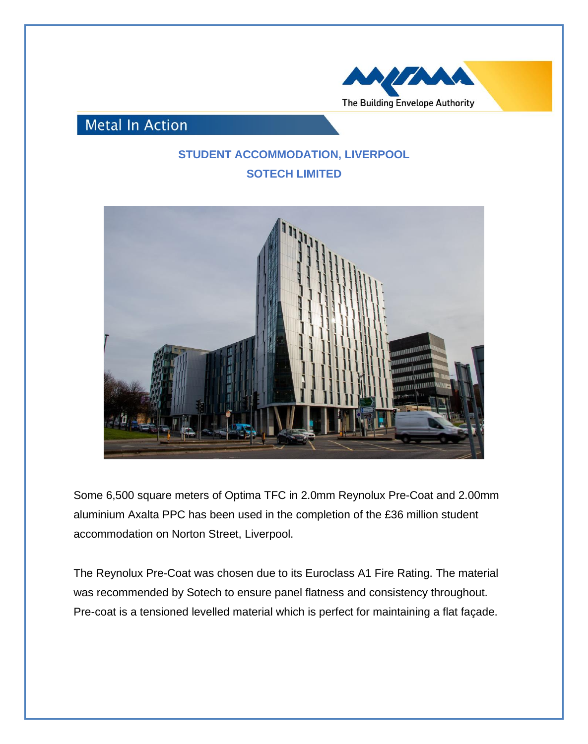The Building Envelope Authority

## Metal In Action

### STUDENT ACCOMMODATION, LIVERPOOL

### SOTECH LIMITED

Some 6,500 square meters of Optima TFC in 2.0mm Reynolux Pre-Coat and 2.00mm aluminium Axalta PPC has been used in the completion of the £36 million student accommodation on Norton Street, Liverpool.

The Reynolux Pre-Coat was chosen due to its Euroclass A1 Fire Rating. The material was recommended by Sotech to ensure panel flatness and consistency throughout. Pre-coat is a tensioned levelled material which is perfect for maintaining a flat façade.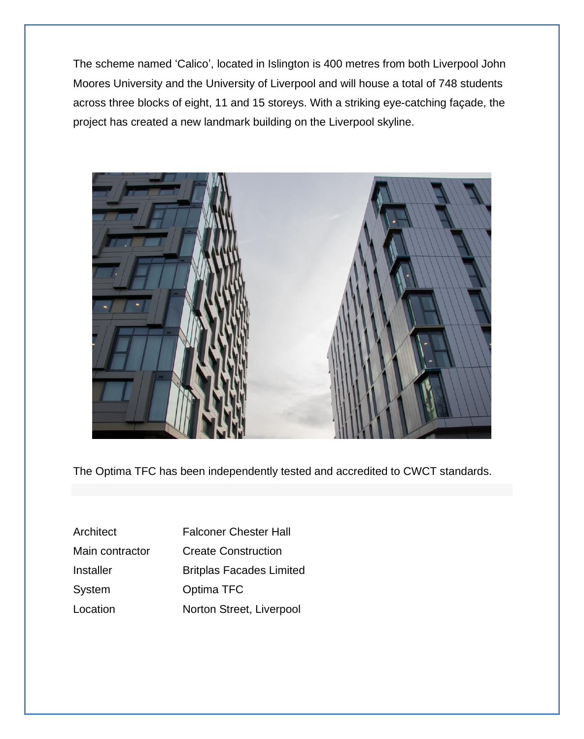The scheme named 'Calico', located in Islington is 400 metres from both Liverpool John Moores University and the University of Liverpool and will house a total of 748 students across three blocks of eight, 11 and 15 storeys. With a striking eye-catching façade, the project has created a new landmark building on the Liverpool skyline.

The Optima TFC has been independently tested and accredited to CWCT standards.

| | |
|---|---|
| Architect | Falconer Chester Hall |
| Main contractor | Create Construction |
| Installer | Britplas Facades Limited |
| System | Optima TFC |
| Location | Norton Street, Liverpool |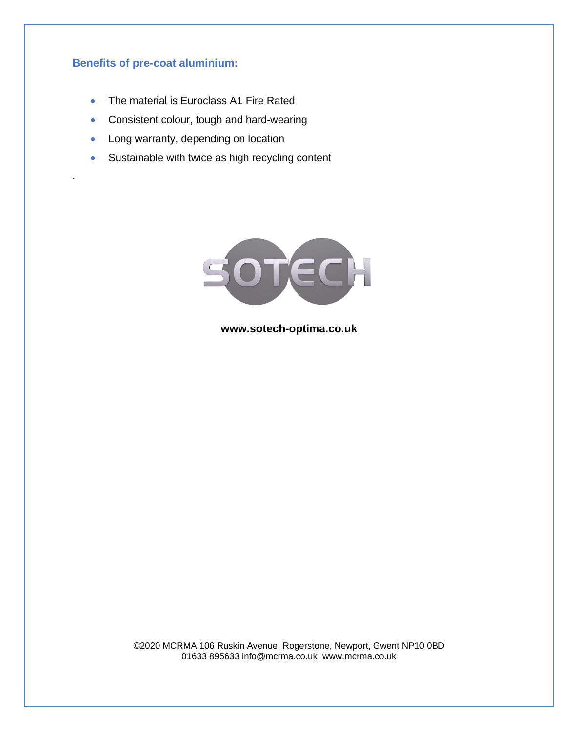### Benefits of pre-coat aluminium:

- The material is Euroclass A1 Fire Rated
- Consistent colour, tough and hard-wearing
- Long warranty, depending on location
- Sustainable with twice as high recycling content

.

SOTECH

**www.sotech-optima.co.uk**

©2020 MCRMA 106 Ruskin Avenue, Rogerstone, Newport, Gwent NP10 0BD
01633 895633 info@mcrma.co.uk www.mcrma.co.uk